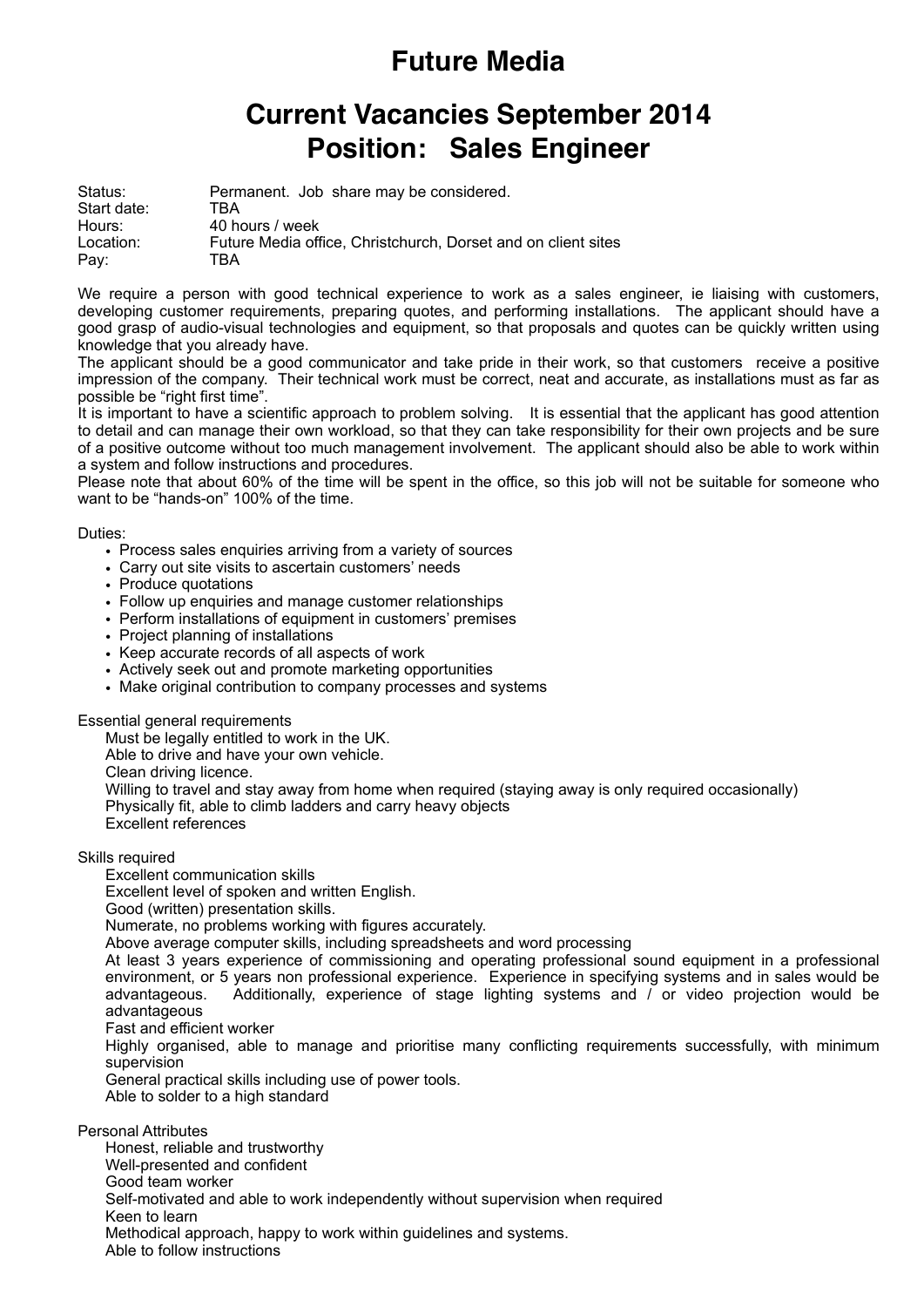# Future Media

## Current Vacancies September 2014
## Position: Sales Engineer

| | |
|---|---|
| Status: | Permanent. Job share may be considered. |
| Start date: | TBA |
| Hours: | 40 hours / week |
| Location: | Future Media office, Christchurch, Dorset and on client sites |
| Pay: | TBA |

We require a person with good technical experience to work as a sales engineer, ie liaising with customers, developing customer requirements, preparing quotes, and performing installations. The applicant should have a good grasp of audio-visual technologies and equipment, so that proposals and quotes can be quickly written using knowledge that you already have.

The applicant should be a good communicator and take pride in their work, so that customers receive a positive impression of the company. Their technical work must be correct, neat and accurate, as installations must as far as possible be "right first time".

It is important to have a scientific approach to problem solving. It is essential that the applicant has good attention to detail and can manage their own workload, so that they can take responsibility for their own projects and be sure of a positive outcome without too much management involvement. The applicant should also be able to work within a system and follow instructions and procedures.

Please note that about 60% of the time will be spent in the office, so this job will not be suitable for someone who want to be "hands-on" 100% of the time.

Duties:

- Process sales enquiries arriving from a variety of sources
- Carry out site visits to ascertain customers' needs
- Produce quotations
- Follow up enquiries and manage customer relationships
- Perform installations of equipment in customers' premises
- Project planning of installations
- Keep accurate records of all aspects of work
- Actively seek out and promote marketing opportunities
- Make original contribution to company processes and systems

Essential general requirements

Must be legally entitled to work in the UK.
Able to drive and have your own vehicle.
Clean driving licence.
Willing to travel and stay away from home when required (staying away is only required occasionally)
Physically fit, able to climb ladders and carry heavy objects
Excellent references

Skills required

Excellent communication skills
Excellent level of spoken and written English.
Good (written) presentation skills.
Numerate, no problems working with figures accurately.
Above average computer skills, including spreadsheets and word processing
At least 3 years experience of commissioning and operating professional sound equipment in a professional environment, or 5 years non professional experience. Experience in specifying systems and in sales would be advantageous. Additionally, experience of stage lighting systems and / or video projection would be advantageous
Fast and efficient worker
Highly organised, able to manage and prioritise many conflicting requirements successfully, with minimum supervision
General practical skills including use of power tools.
Able to solder to a high standard

Personal Attributes

Honest, reliable and trustworthy
Well-presented and confident
Good team worker
Self-motivated and able to work independently without supervision when required
Keen to learn
Methodical approach, happy to work within guidelines and systems.
Able to follow instructions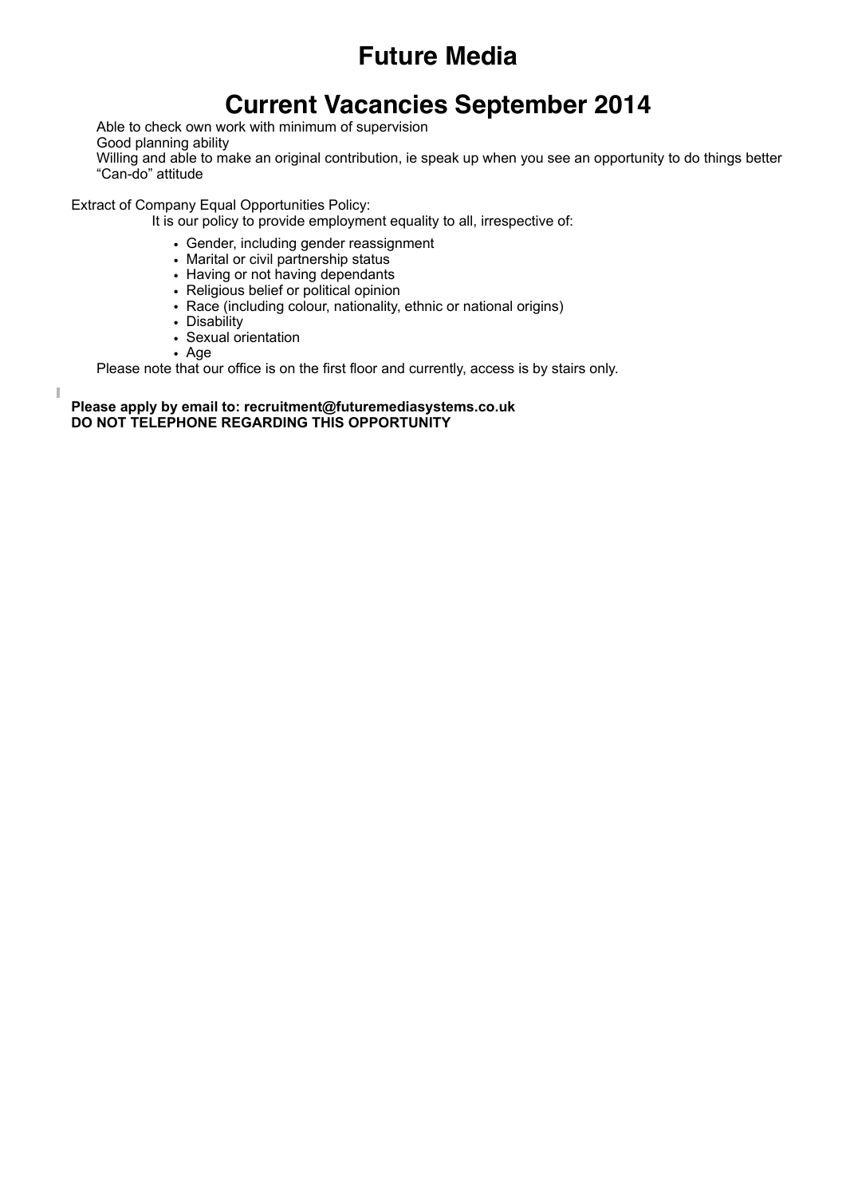# Future Media

# Current Vacancies September 2014

Able to check own work with minimum of supervision
Good planning ability
Willing and able to make an original contribution, ie speak up when you see an opportunity to do things better
"Can-do" attitude

Extract of Company Equal Opportunities Policy:

It is our policy to provide employment equality to all, irrespective of:

- Gender, including gender reassignment
- Marital or civil partnership status
- Having or not having dependants
- Religious belief or political opinion
- Race (including colour, nationality, ethnic or national origins)
- Disability
- Sexual orientation
- Age

Please note that our office is on the first floor and currently, access is by stairs only.

**Please apply by email to: recruitment@futuremediasystems.co.uk**
**DO NOT TELEPHONE REGARDING THIS OPPORTUNITY**